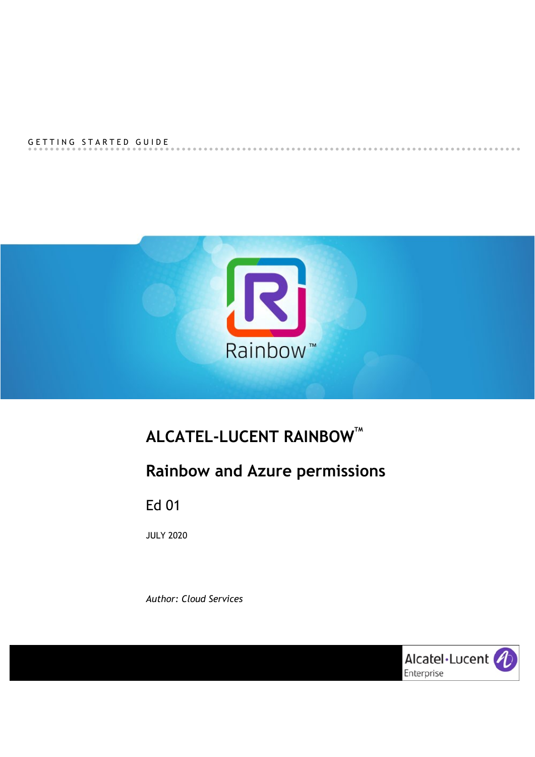GETTING STARTED GUIDE

# ALCATEL-LUCENT RAINBOW™

## Rainbow and Azure permissions

Ed 01

JULY 2020

*Author: Cloud Services*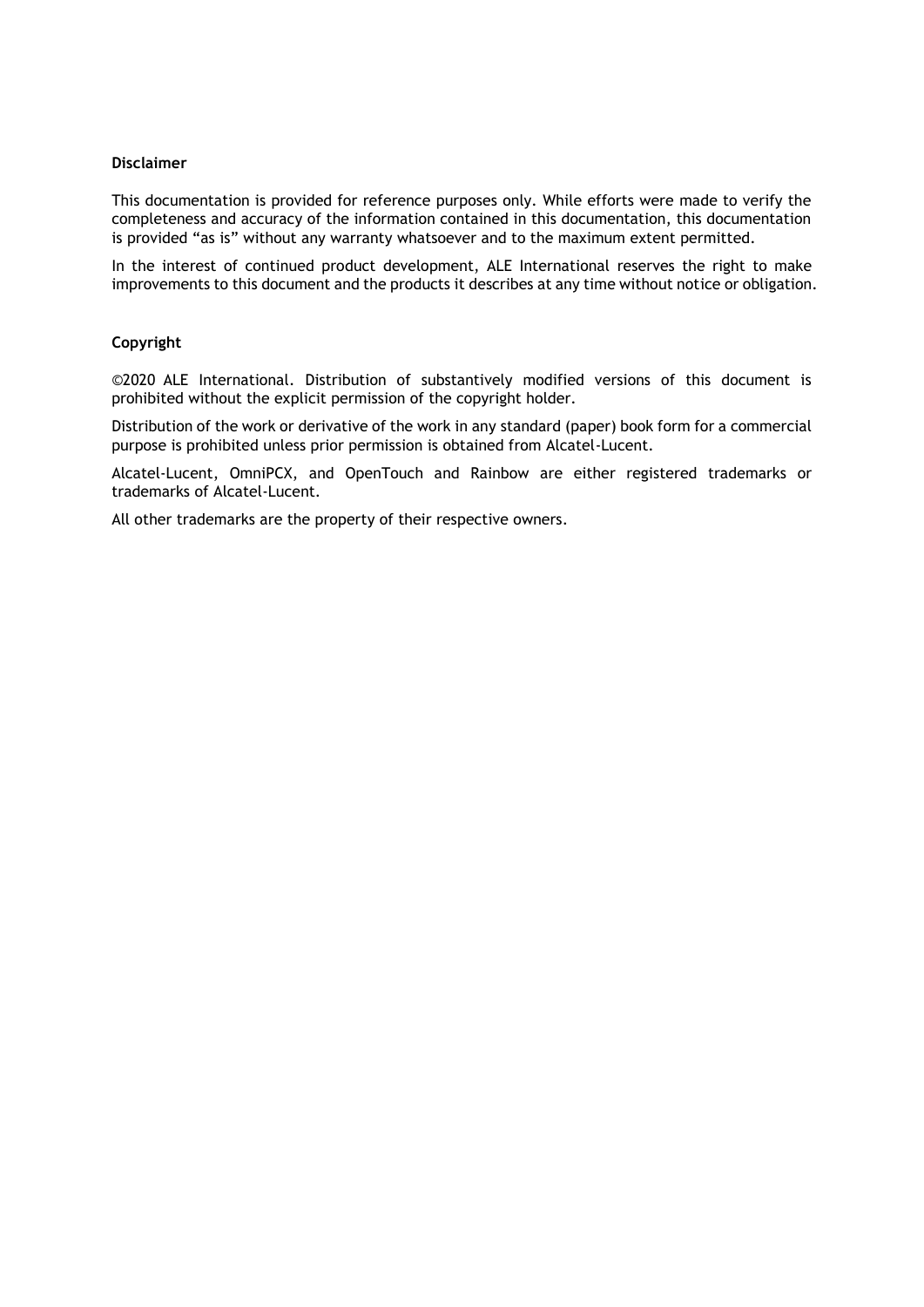**Disclaimer**

This documentation is provided for reference purposes only. While efforts were made to verify the completeness and accuracy of the information contained in this documentation, this documentation is provided "as is" without any warranty whatsoever and to the maximum extent permitted.

In the interest of continued product development, ALE International reserves the right to make improvements to this document and the products it describes at any time without notice or obligation.

**Copyright**

©2020 ALE International. Distribution of substantively modified versions of this document is prohibited without the explicit permission of the copyright holder.

Distribution of the work or derivative of the work in any standard (paper) book form for a commercial purpose is prohibited unless prior permission is obtained from Alcatel-Lucent.

Alcatel-Lucent, OmniPCX, and OpenTouch and Rainbow are either registered trademarks or trademarks of Alcatel-Lucent.

All other trademarks are the property of their respective owners.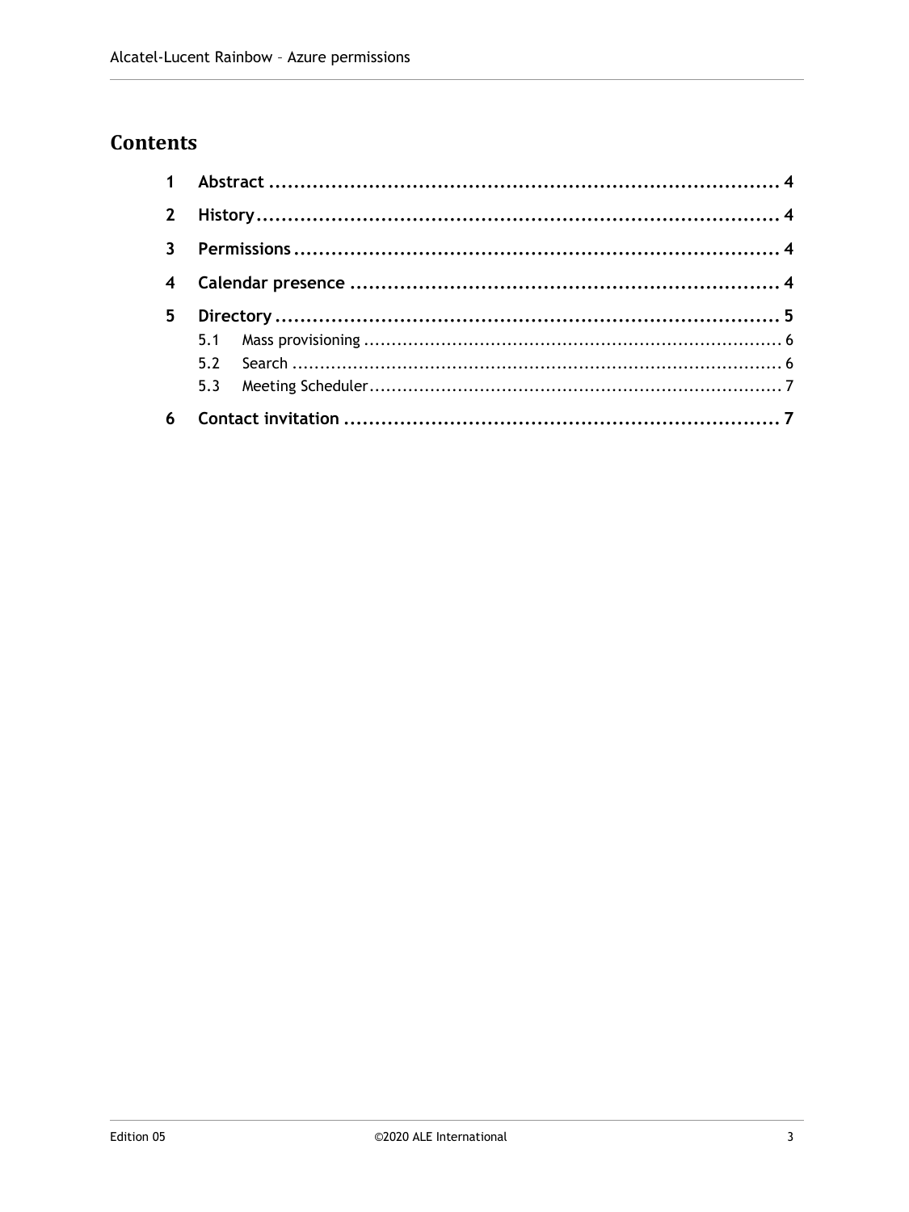# Contents

| | | |
|---|---|---|
| **1** | **Abstract** | **4** |
| **2** | **History** | **4** |
| **3** | **Permissions** | **4** |
| **4** | **Calendar presence** | **4** |
| **5** | **Directory** | **5** |
| 5.1 | Mass provisioning | 6 |
| 5.2 | Search | 6 |
| 5.3 | Meeting Scheduler | 7 |
| **6** | **Contact invitation** | **7** |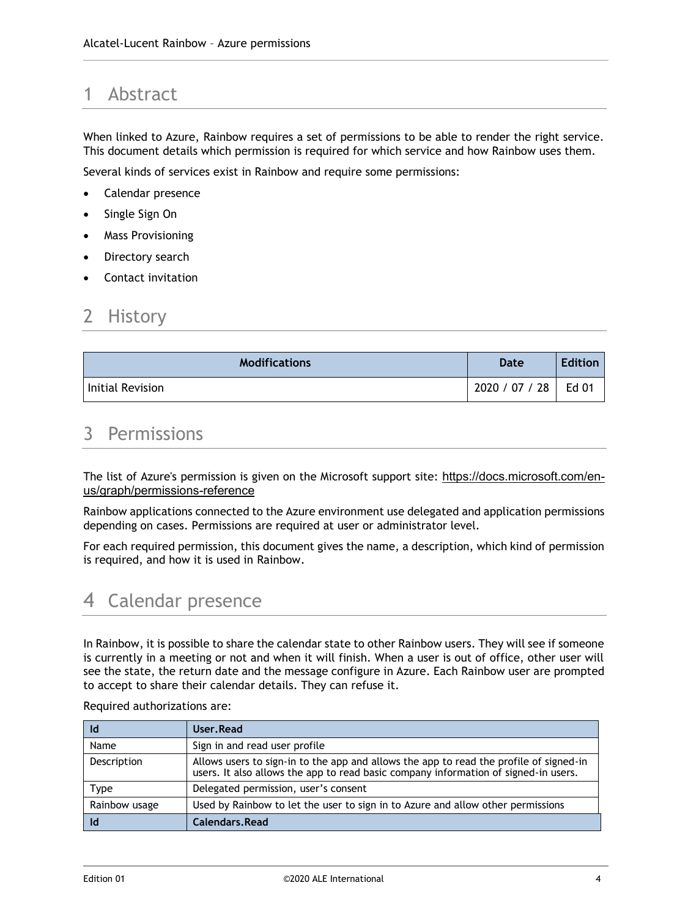# 1 Abstract

When linked to Azure, Rainbow requires a set of permissions to be able to render the right service. This document details which permission is required for which service and how Rainbow uses them.

Several kinds of services exist in Rainbow and require some permissions:

- Calendar presence
- Single Sign On
- Mass Provisioning
- Directory search
- Contact invitation

# 2 History

| Modifications | Date | Edition |
|---|---|---|
| Initial Revision | 2020 / 07 / 28 | Ed 01 |

# 3 Permissions

The list of Azure's permission is given on the Microsoft support site: https://docs.microsoft.com/en-us/graph/permissions-reference

Rainbow applications connected to the Azure environment use delegated and application permissions depending on cases. Permissions are required at user or administrator level.

For each required permission, this document gives the name, a description, which kind of permission is required, and how it is used in Rainbow.

# 4 Calendar presence

In Rainbow, it is possible to share the calendar state to other Rainbow users. They will see if someone is currently in a meeting or not and when it will finish. When a user is out of office, other user will see the state, the return date and the message configure in Azure. Each Rainbow user are prompted to accept to share their calendar details. They can refuse it.

Required authorizations are:

| Id | User.Read |
|---|---|
| Name | Sign in and read user profile |
| Description | Allows users to sign-in to the app and allows the app to read the profile of signed-in users. It also allows the app to read basic company information of signed-in users. |
| Type | Delegated permission, user's consent |
| Rainbow usage | Used by Rainbow to let the user to sign in to Azure and allow other permissions |
| **Id** | **Calendars.Read** |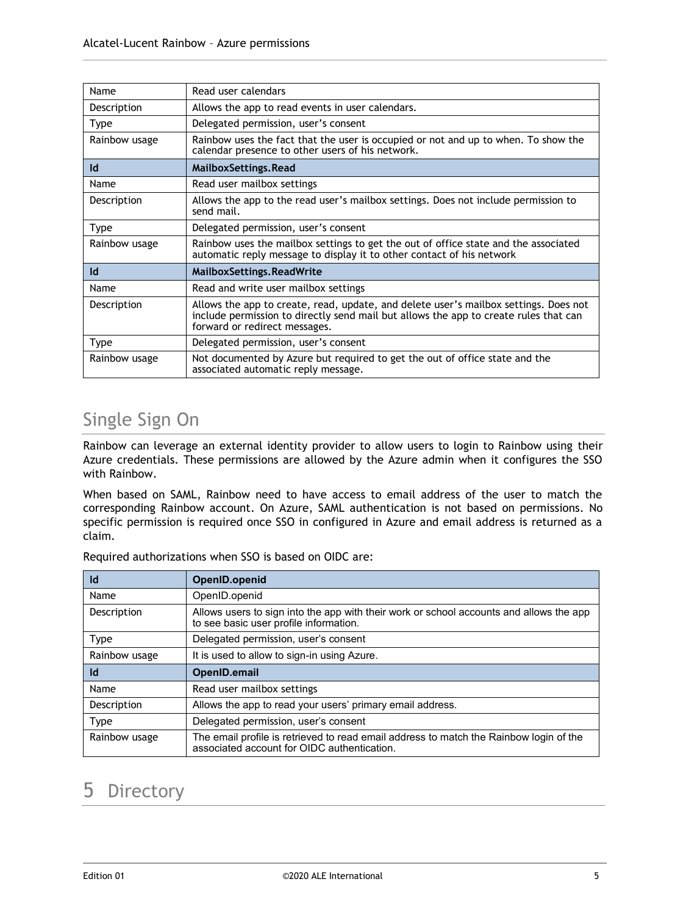| | |
|---|---|
| Name | Read user calendars |
| Description | Allows the app to read events in user calendars. |
| Type | Delegated permission, user's consent |
| Rainbow usage | Rainbow uses the fact that the user is occupied or not and up to when. To show the calendar presence to other users of his network. |
| **Id** | **MailboxSettings.Read** |
| Name | Read user mailbox settings |
| Description | Allows the app to the read user's mailbox settings. Does not include permission to send mail. |
| Type | Delegated permission, user's consent |
| Rainbow usage | Rainbow uses the mailbox settings to get the out of office state and the associated automatic reply message to display it to other contact of his network |
| **Id** | **MailboxSettings.ReadWrite** |
| Name | Read and write user mailbox settings |
| Description | Allows the app to create, read, update, and delete user's mailbox settings. Does not include permission to directly send mail but allows the app to create rules that can forward or redirect messages. |
| Type | Delegated permission, user's consent |
| Rainbow usage | Not documented by Azure but required to get the out of office state and the associated automatic reply message. |

## Single Sign On

Rainbow can leverage an external identity provider to allow users to login to Rainbow using their Azure credentials. These permissions are allowed by the Azure admin when it configures the SSO with Rainbow.

When based on SAML, Rainbow need to have access to email address of the user to match the corresponding Rainbow account. On Azure, SAML authentication is not based on permissions. No specific permission is required once SSO in configured in Azure and email address is returned as a claim.

Required authorizations when SSO is based on OIDC are:

| **Id** | **OpenID.openid** |
|---|---|
| Name | OpenID.openid |
| Description | Allows users to sign into the app with their work or school accounts and allows the app to see basic user profile information. |
| Type | Delegated permission, user's consent |
| Rainbow usage | It is used to allow to sign-in using Azure. |
| **Id** | **OpenID.email** |
| Name | Read user mailbox settings |
| Description | Allows the app to read your users' primary email address. |
| Type | Delegated permission, user's consent |
| Rainbow usage | The email profile is retrieved to read email address to match the Rainbow login of the associated account for OIDC authentication. |

# 5 Directory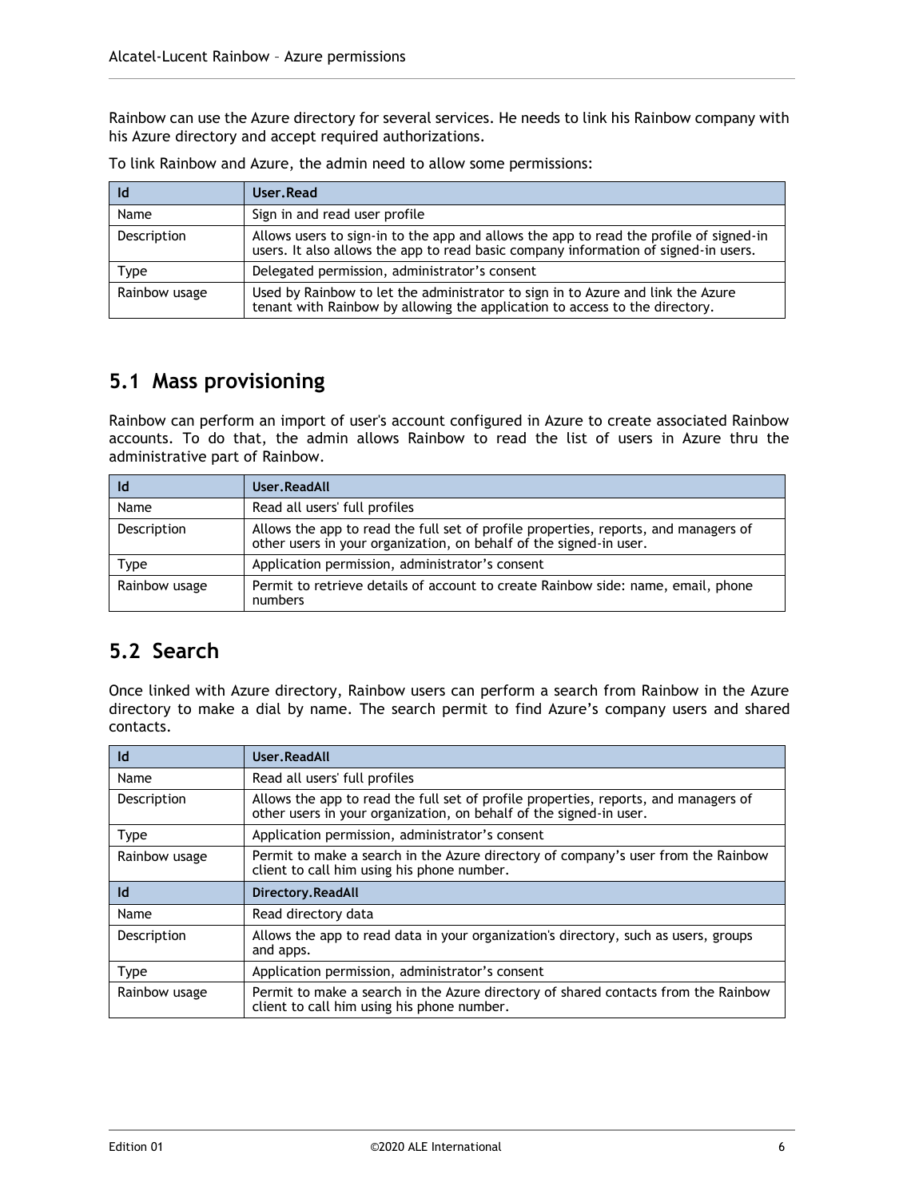Rainbow can use the Azure directory for several services. He needs to link his Rainbow company with his Azure directory and accept required authorizations.

To link Rainbow and Azure, the admin need to allow some permissions:

| Id | User.Read |
|---|---|
| Name | Sign in and read user profile |
| Description | Allows users to sign-in to the app and allows the app to read the profile of signed-in users. It also allows the app to read basic company information of signed-in users. |
| Type | Delegated permission, administrator's consent |
| Rainbow usage | Used by Rainbow to let the administrator to sign in to Azure and link the Azure tenant with Rainbow by allowing the application to access to the directory. |

## 5.1 Mass provisioning

Rainbow can perform an import of user's account configured in Azure to create associated Rainbow accounts. To do that, the admin allows Rainbow to read the list of users in Azure thru the administrative part of Rainbow.

| Id | User.ReadAll |
|---|---|
| Name | Read all users' full profiles |
| Description | Allows the app to read the full set of profile properties, reports, and managers of other users in your organization, on behalf of the signed-in user. |
| Type | Application permission, administrator's consent |
| Rainbow usage | Permit to retrieve details of account to create Rainbow side: name, email, phone numbers |

## 5.2 Search

Once linked with Azure directory, Rainbow users can perform a search from Rainbow in the Azure directory to make a dial by name. The search permit to find Azure's company users and shared contacts.

| Id | User.ReadAll |
|---|---|
| Name | Read all users' full profiles |
| Description | Allows the app to read the full set of profile properties, reports, and managers of other users in your organization, on behalf of the signed-in user. |
| Type | Application permission, administrator's consent |
| Rainbow usage | Permit to make a search in the Azure directory of company's user from the Rainbow client to call him using his phone number. |
| **Id** | **Directory.ReadAll** |
| Name | Read directory data |
| Description | Allows the app to read data in your organization's directory, such as users, groups and apps. |
| Type | Application permission, administrator's consent |
| Rainbow usage | Permit to make a search in the Azure directory of shared contacts from the Rainbow client to call him using his phone number. |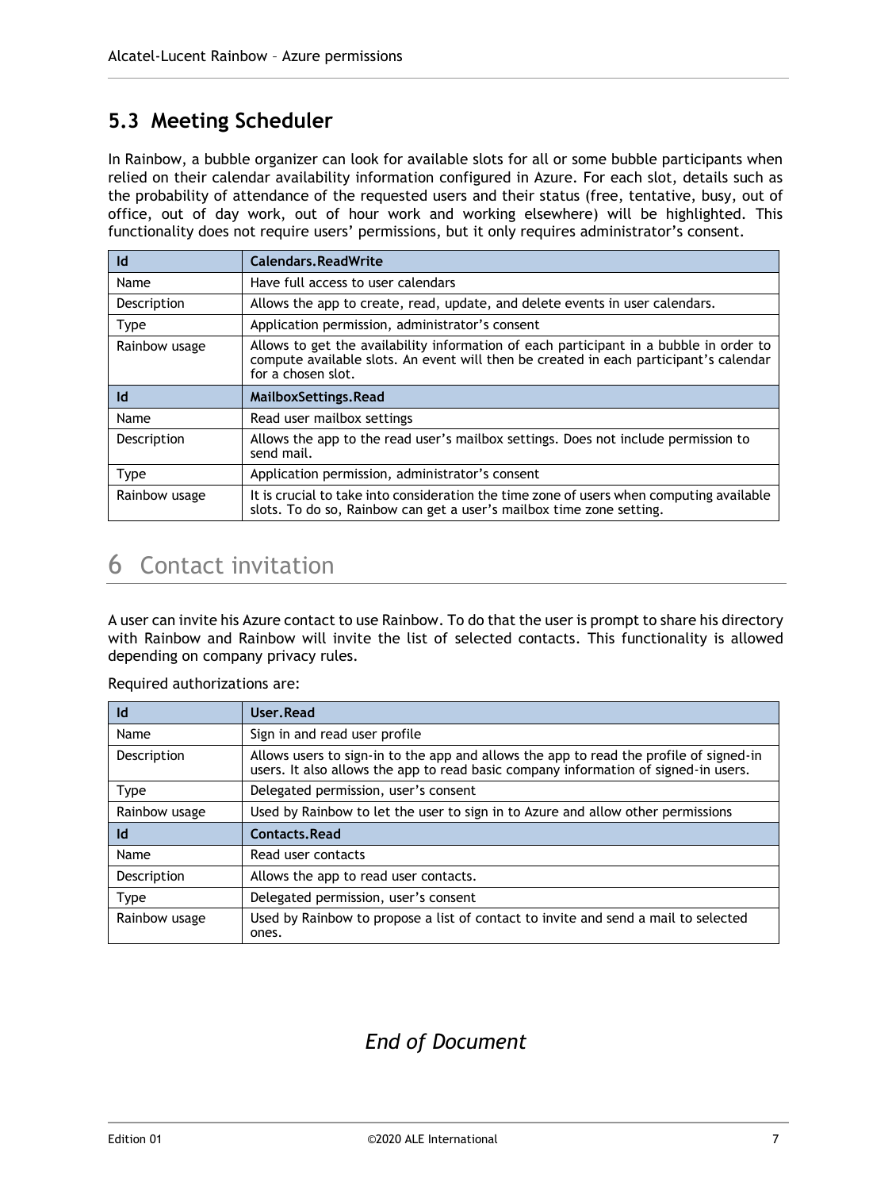## 5.3 Meeting Scheduler

In Rainbow, a bubble organizer can look for available slots for all or some bubble participants when relied on their calendar availability information configured in Azure. For each slot, details such as the probability of attendance of the requested users and their status (free, tentative, busy, out of office, out of day work, out of hour work and working elsewhere) will be highlighted. This functionality does not require users' permissions, but it only requires administrator's consent.

| Id | Calendars.ReadWrite |
|---|---|
| Name | Have full access to user calendars |
| Description | Allows the app to create, read, update, and delete events in user calendars. |
| Type | Application permission, administrator's consent |
| Rainbow usage | Allows to get the availability information of each participant in a bubble in order to compute available slots. An event will then be created in each participant's calendar for a chosen slot. |
| **Id** | **MailboxSettings.Read** |
| Name | Read user mailbox settings |
| Description | Allows the app to the read user's mailbox settings. Does not include permission to send mail. |
| Type | Application permission, administrator's consent |
| Rainbow usage | It is crucial to take into consideration the time zone of users when computing available slots. To do so, Rainbow can get a user's mailbox time zone setting. |

# 6 Contact invitation

A user can invite his Azure contact to use Rainbow. To do that the user is prompt to share his directory with Rainbow and Rainbow will invite the list of selected contacts. This functionality is allowed depending on company privacy rules.

Required authorizations are:

| Id | User.Read |
|---|---|
| Name | Sign in and read user profile |
| Description | Allows users to sign-in to the app and allows the app to read the profile of signed-in users. It also allows the app to read basic company information of signed-in users. |
| Type | Delegated permission, user's consent |
| Rainbow usage | Used by Rainbow to let the user to sign in to Azure and allow other permissions |
| **Id** | **Contacts.Read** |
| Name | Read user contacts |
| Description | Allows the app to read user contacts. |
| Type | Delegated permission, user's consent |
| Rainbow usage | Used by Rainbow to propose a list of contact to invite and send a mail to selected ones. |

*End of Document*